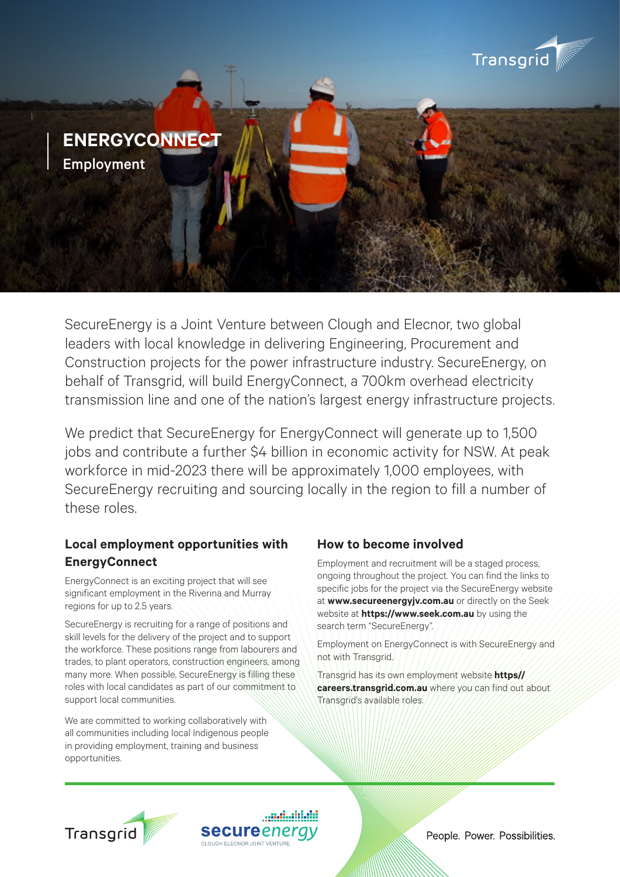# ENERGYCONNECT

## Employment

SecureEnergy is a Joint Venture between Clough and Elecnor, two global leaders with local knowledge in delivering Engineering, Procurement and Construction projects for the power infrastructure industry. SecureEnergy, on behalf of Transgrid, will build EnergyConnect, a 700km overhead electricity transmission line and one of the nation's largest energy infrastructure projects.

We predict that SecureEnergy for EnergyConnect will generate up to 1,500 jobs and contribute a further $4 billion in economic activity for NSW. At peak workforce in mid-2023 there will be approximately 1,000 employees, with SecureEnergy recruiting and sourcing locally in the region to fill a number of these roles.

### Local employment opportunities with EnergyConnect

EnergyConnect is an exciting project that will see significant employment in the Riverina and Murray regions for up to 2.5 years.

SecureEnergy is recruiting for a range of positions and skill levels for the delivery of the project and to support the workforce. These positions range from labourers and trades, to plant operators, construction engineers, among many more. When possible, SecureEnergy is filling these roles with local candidates as part of our commitment to support local communities.

We are committed to working collaboratively with all communities including local Indigenous people in providing employment, training and business opportunities.

### How to become involved

Employment and recruitment will be a staged process, ongoing throughout the project. You can find the links to specific jobs for the project via the SecureEnergy website at **www.secureenergyjv.com.au** or directly on the Seek website at **https://www.seek.com.au** by using the search term "SecureEnergy".

Employment on EnergyConnect is with SecureEnergy and not with Transgrid.

Transgrid has its own employment website **https// careers.transgrid.com.au** where you can find out about Transgrid's available roles.

Transgrid

secureenergy
CLOUGH ELECNOR JOINT VENTURE

People. Power. Possibilities.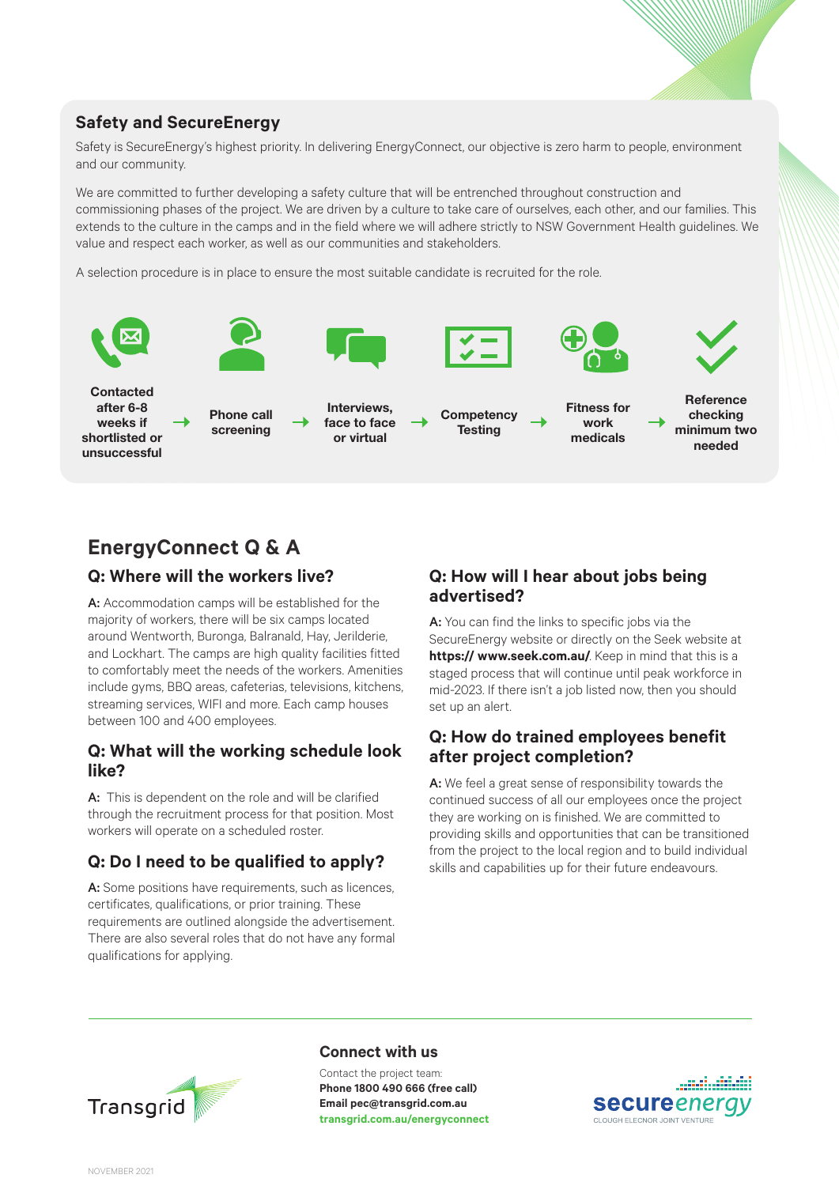## Safety and SecureEnergy

Safety is SecureEnergy's highest priority. In delivering EnergyConnect, our objective is zero harm to people, environment and our community.

We are committed to further developing a safety culture that will be entrenched throughout construction and commissioning phases of the project. We are driven by a culture to take care of ourselves, each other, and our families. This extends to the culture in the camps and in the field where we will adhere strictly to NSW Government Health guidelines. We value and respect each worker, as well as our communities and stakeholders.

A selection procedure is in place to ensure the most suitable candidate is recruited for the role.

**Contacted after 6-8 weeks if shortlisted or unsuccessful** → **Phone call screening** → **Interviews, face to face or virtual** → **Competency Testing** → **Fitness for work medicals** → **Reference checking minimum two needed**

# EnergyConnect Q & A

### Q: Where will the workers live?

**A:** Accommodation camps will be established for the majority of workers, there will be six camps located around Wentworth, Buronga, Balranald, Hay, Jerilderie, and Lockhart. The camps are high quality facilities fitted to comfortably meet the needs of the workers. Amenities include gyms, BBQ areas, cafeterias, televisions, kitchens, streaming services, WIFI and more. Each camp houses between 100 and 400 employees.

### Q: What will the working schedule look like?

**A:** This is dependent on the role and will be clarified through the recruitment process for that position. Most workers will operate on a scheduled roster.

### Q: Do I need to be qualified to apply?

**A:** Some positions have requirements, such as licences, certificates, qualifications, or prior training. These requirements are outlined alongside the advertisement. There are also several roles that do not have any formal qualifications for applying.

### Q: How will I hear about jobs being advertised?

**A:** You can find the links to specific jobs via the SecureEnergy website or directly on the Seek website at **https:// www.seek.com.au/**. Keep in mind that this is a staged process that will continue until peak workforce in mid-2023. If there isn't a job listed now, then you should set up an alert.

### Q: How do trained employees benefit after project completion?

**A:** We feel a great sense of responsibility towards the continued success of all our employees once the project they are working on is finished. We are committed to providing skills and opportunities that can be transitioned from the project to the local region and to build individual skills and capabilities up for their future endeavours.

## Connect with us

Contact the project team:
**Phone 1800 490 666 (free call)**
**Email pec@transgrid.com.au**
**transgrid.com.au/energyconnect**

Transgrid

secureenergy
CLOUGH ELECNOR JOINT VENTURE

NOVEMBER 2021